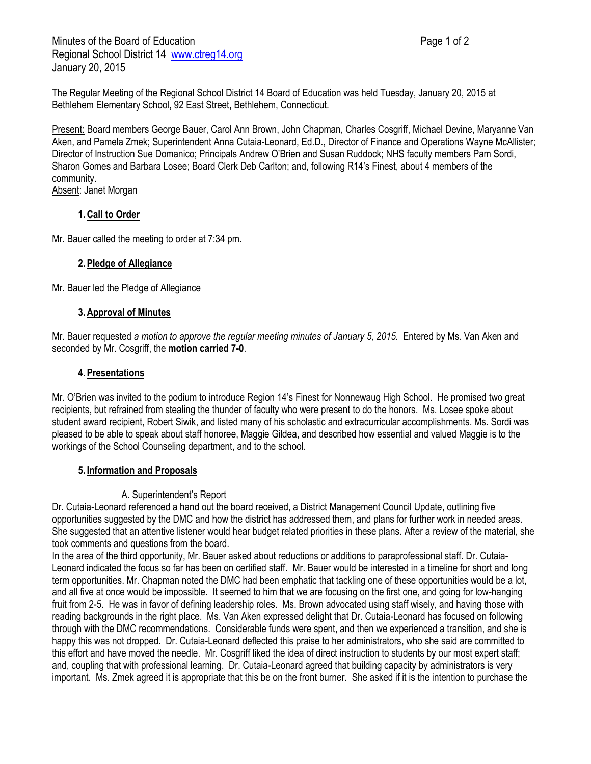Minutes of the Board of Education
Regional School District 14 www.ctreg14.org
January 20, 2015

The Regular Meeting of the Regional School District 14 Board of Education was held Tuesday, January 20, 2015 at Bethlehem Elementary School, 92 East Street, Bethlehem, Connecticut.

Present: Board members George Bauer, Carol Ann Brown, John Chapman, Charles Cosgriff, Michael Devine, Maryanne Van Aken, and Pamela Zmek; Superintendent Anna Cutaia-Leonard, Ed.D., Director of Finance and Operations Wayne McAllister; Director of Instruction Sue Domanico; Principals Andrew O'Brien and Susan Ruddock; NHS faculty members Pam Sordi, Sharon Gomes and Barbara Losee; Board Clerk Deb Carlton; and, following R14's Finest, about 4 members of the community.
Absent: Janet Morgan

## 1. Call to Order

Mr. Bauer called the meeting to order at 7:34 pm.

## 2. Pledge of Allegiance

Mr. Bauer led the Pledge of Allegiance

## 3. Approval of Minutes

Mr. Bauer requested *a motion to approve the regular meeting minutes of January 5, 2015.* Entered by Ms. Van Aken and seconded by Mr. Cosgriff, the **motion carried 7-0**.

## 4. Presentations

Mr. O'Brien was invited to the podium to introduce Region 14's Finest for Nonnewaug High School. He promised two great recipients, but refrained from stealing the thunder of faculty who were present to do the honors. Ms. Losee spoke about student award recipient, Robert Siwik, and listed many of his scholastic and extracurricular accomplishments. Ms. Sordi was pleased to be able to speak about staff honoree, Maggie Gildea, and described how essential and valued Maggie is to the workings of the School Counseling department, and to the school.

## 5. Information and Proposals

A. Superintendent's Report

Dr. Cutaia-Leonard referenced a hand out the board received, a District Management Council Update, outlining five opportunities suggested by the DMC and how the district has addressed them, and plans for further work in needed areas. She suggested that an attentive listener would hear budget related priorities in these plans. After a review of the material, she took comments and questions from the board.
In the area of the third opportunity, Mr. Bauer asked about reductions or additions to paraprofessional staff. Dr. Cutaia-Leonard indicated the focus so far has been on certified staff. Mr. Bauer would be interested in a timeline for short and long term opportunities. Mr. Chapman noted the DMC had been emphatic that tackling one of these opportunities would be a lot, and all five at once would be impossible. It seemed to him that we are focusing on the first one, and going for low-hanging fruit from 2-5. He was in favor of defining leadership roles. Ms. Brown advocated using staff wisely, and having those with reading backgrounds in the right place. Ms. Van Aken expressed delight that Dr. Cutaia-Leonard has focused on following through with the DMC recommendations. Considerable funds were spent, and then we experienced a transition, and she is happy this was not dropped. Dr. Cutaia-Leonard deflected this praise to her administrators, who she said are committed to this effort and have moved the needle. Mr. Cosgriff liked the idea of direct instruction to students by our most expert staff; and, coupling that with professional learning. Dr. Cutaia-Leonard agreed that building capacity by administrators is very important. Ms. Zmek agreed it is appropriate that this be on the front burner. She asked if it is the intention to purchase the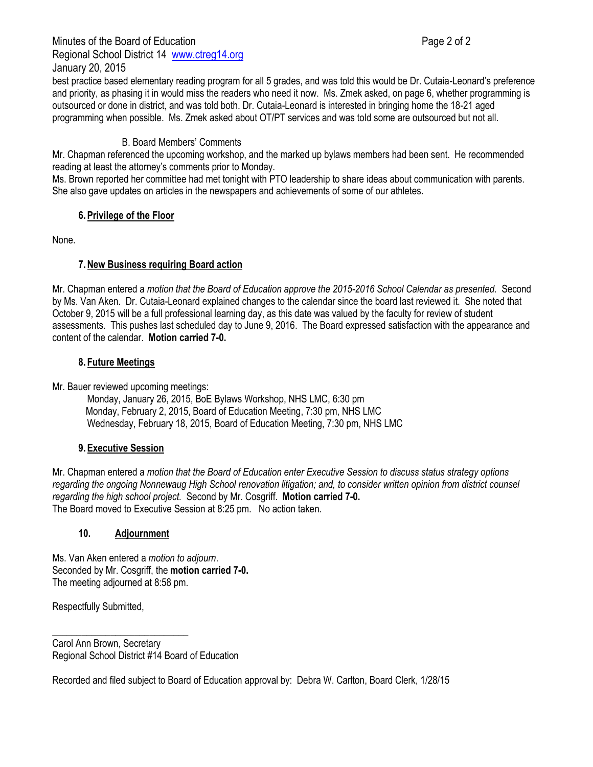best practice based elementary reading program for all 5 grades, and was told this would be Dr. Cutaia-Leonard's preference and priority, as phasing it in would miss the readers who need it now. Ms. Zmek asked, on page 6, whether programming is outsourced or done in district, and was told both. Dr. Cutaia-Leonard is interested in bringing home the 18-21 aged programming when possible. Ms. Zmek asked about OT/PT services and was told some are outsourced but not all.

B. Board Members' Comments

Mr. Chapman referenced the upcoming workshop, and the marked up bylaws members had been sent. He recommended reading at least the attorney's comments prior to Monday.

Ms. Brown reported her committee had met tonight with PTO leadership to share ideas about communication with parents. She also gave updates on articles in the newspapers and achievements of some of our athletes.

## 6. Privilege of the Floor

None.

## 7. New Business requiring Board action

Mr. Chapman entered a *motion that the Board of Education approve the 2015-2016 School Calendar as presented.* Second by Ms. Van Aken. Dr. Cutaia-Leonard explained changes to the calendar since the board last reviewed it. She noted that October 9, 2015 will be a full professional learning day, as this date was valued by the faculty for review of student assessments. This pushes last scheduled day to June 9, 2016. The Board expressed satisfaction with the appearance and content of the calendar. **Motion carried 7-0.**

## 8. Future Meetings

Mr. Bauer reviewed upcoming meetings:

Monday, January 26, 2015, BoE Bylaws Workshop, NHS LMC, 6:30 pm
Monday, February 2, 2015, Board of Education Meeting, 7:30 pm, NHS LMC
Wednesday, February 18, 2015, Board of Education Meeting, 7:30 pm, NHS LMC

## 9. Executive Session

Mr. Chapman entered a *motion that the Board of Education enter Executive Session to discuss status strategy options regarding the ongoing Nonnewaug High School renovation litigation; and, to consider written opinion from district counsel regarding the high school project.* Second by Mr. Cosgriff. **Motion carried 7-0.**
The Board moved to Executive Session at 8:25 pm. No action taken.

## 10. Adjournment

Ms. Van Aken entered a *motion to adjourn*.
Seconded by Mr. Cosgriff, the **motion carried 7-0.**
The meeting adjourned at 8:58 pm.

Respectfully Submitted,

\_\_\_\_\_\_\_\_\_\_\_\_\_\_\_\_\_\_\_\_\_\_\_\_\_\_\_\_
Carol Ann Brown, Secretary
Regional School District #14 Board of Education

Recorded and filed subject to Board of Education approval by: Debra W. Carlton, Board Clerk, 1/28/15